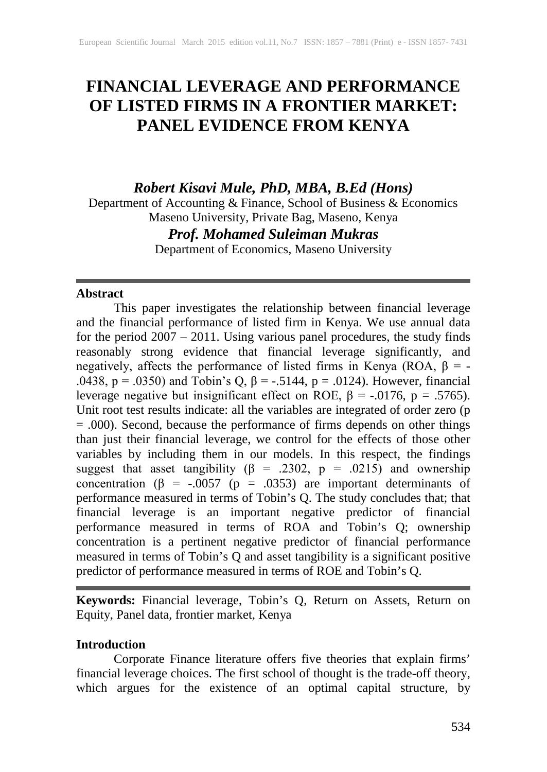# FINANCIAL LEVERAGE AND PERFORMANCE OF LISTED FIRMS IN A FRONTIER MARKET: PANEL EVIDENCE FROM KENYA

***Robert Kisavi Mule, PhD, MBA, B.Ed (Hons)***
Department of Accounting & Finance, School of Business & Economics
Maseno University, Private Bag, Maseno, Kenya

***Prof. Mohamed Suleiman Mukras***
Department of Economics, Maseno University

---

**Abstract**

This paper investigates the relationship between financial leverage and the financial performance of listed firm in Kenya. We use annual data for the period 2007 – 2011. Using various panel procedures, the study finds reasonably strong evidence that financial leverage significantly, and negatively, affects the performance of listed firms in Kenya (ROA, $\beta$ = -.0438, p = .0350) and Tobin's Q, $\beta$ = -.5144, p = .0124). However, financial leverage negative but insignificant effect on ROE, $\beta$ = -.0176, p = .5765). Unit root test results indicate: all the variables are integrated of order zero (p = .000). Second, because the performance of firms depends on other things than just their financial leverage, we control for the effects of those other variables by including them in our models. In this respect, the findings suggest that asset tangibility ($\beta$ = .2302, p = .0215) and ownership concentration ($\beta$ = -.0057 (p = .0353) are important determinants of performance measured in terms of Tobin's Q. The study concludes that; that financial leverage is an important negative predictor of financial performance measured in terms of ROA and Tobin's Q; ownership concentration is a pertinent negative predictor of financial performance measured in terms of Tobin's Q and asset tangibility is a significant positive predictor of performance measured in terms of ROE and Tobin's Q.

---

**Keywords:** Financial leverage, Tobin's Q, Return on Assets, Return on Equity, Panel data, frontier market, Kenya

**Introduction**

Corporate Finance literature offers five theories that explain firms' financial leverage choices. The first school of thought is the trade-off theory, which argues for the existence of an optimal capital structure, by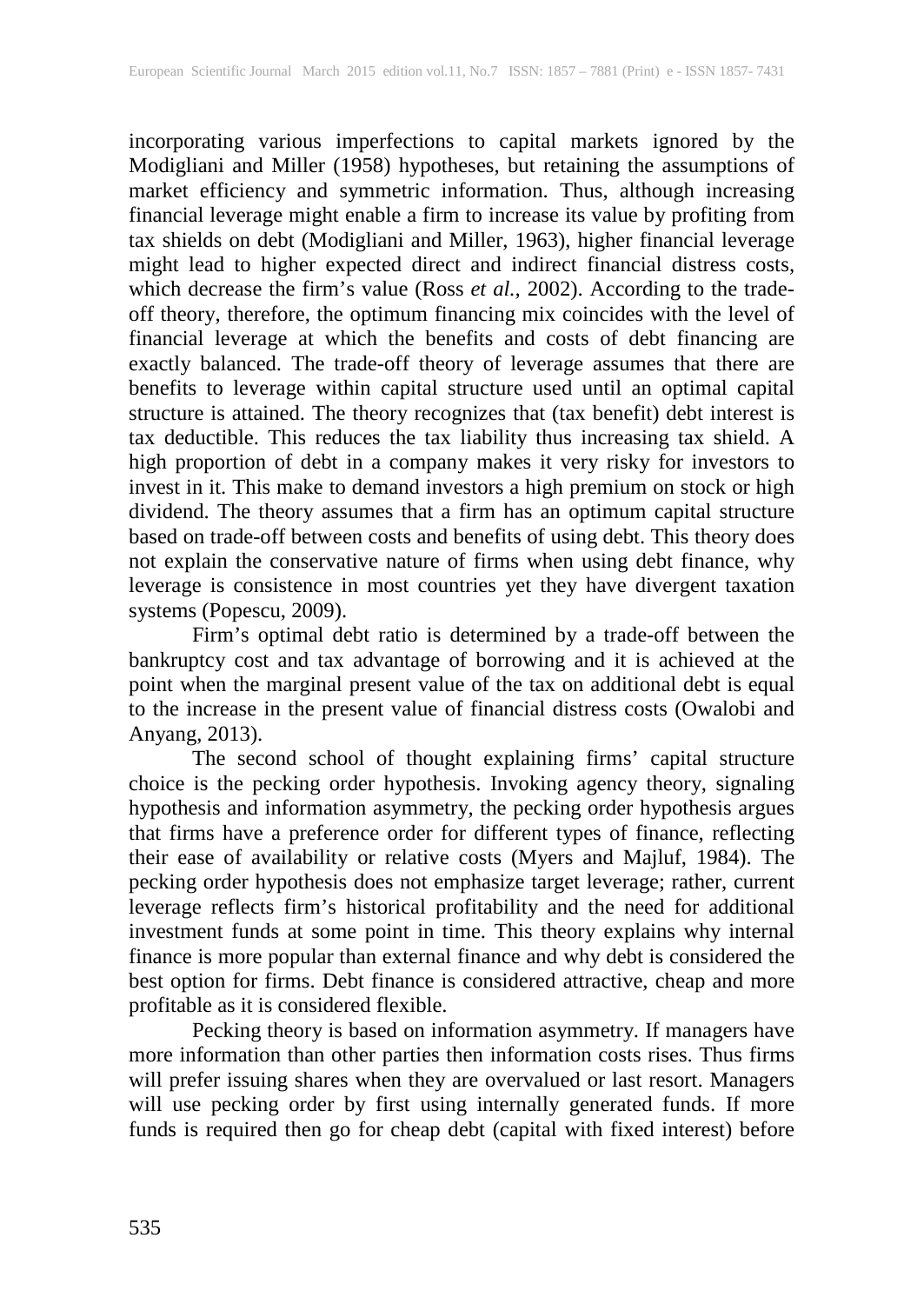incorporating various imperfections to capital markets ignored by the Modigliani and Miller (1958) hypotheses, but retaining the assumptions of market efficiency and symmetric information. Thus, although increasing financial leverage might enable a firm to increase its value by profiting from tax shields on debt (Modigliani and Miller, 1963), higher financial leverage might lead to higher expected direct and indirect financial distress costs, which decrease the firm's value (Ross *et al.,* 2002). According to the trade-off theory, therefore, the optimum financing mix coincides with the level of financial leverage at which the benefits and costs of debt financing are exactly balanced. The trade-off theory of leverage assumes that there are benefits to leverage within capital structure used until an optimal capital structure is attained. The theory recognizes that (tax benefit) debt interest is tax deductible. This reduces the tax liability thus increasing tax shield. A high proportion of debt in a company makes it very risky for investors to invest in it. This make to demand investors a high premium on stock or high dividend. The theory assumes that a firm has an optimum capital structure based on trade-off between costs and benefits of using debt. This theory does not explain the conservative nature of firms when using debt finance, why leverage is consistence in most countries yet they have divergent taxation systems (Popescu, 2009).

Firm's optimal debt ratio is determined by a trade-off between the bankruptcy cost and tax advantage of borrowing and it is achieved at the point when the marginal present value of the tax on additional debt is equal to the increase in the present value of financial distress costs (Owalobi and Anyang, 2013).

The second school of thought explaining firms' capital structure choice is the pecking order hypothesis. Invoking agency theory, signaling hypothesis and information asymmetry, the pecking order hypothesis argues that firms have a preference order for different types of finance, reflecting their ease of availability or relative costs (Myers and Majluf, 1984). The pecking order hypothesis does not emphasize target leverage; rather, current leverage reflects firm's historical profitability and the need for additional investment funds at some point in time. This theory explains why internal finance is more popular than external finance and why debt is considered the best option for firms. Debt finance is considered attractive, cheap and more profitable as it is considered flexible.

Pecking theory is based on information asymmetry. If managers have more information than other parties then information costs rises. Thus firms will prefer issuing shares when they are overvalued or last resort. Managers will use pecking order by first using internally generated funds. If more funds is required then go for cheap debt (capital with fixed interest) before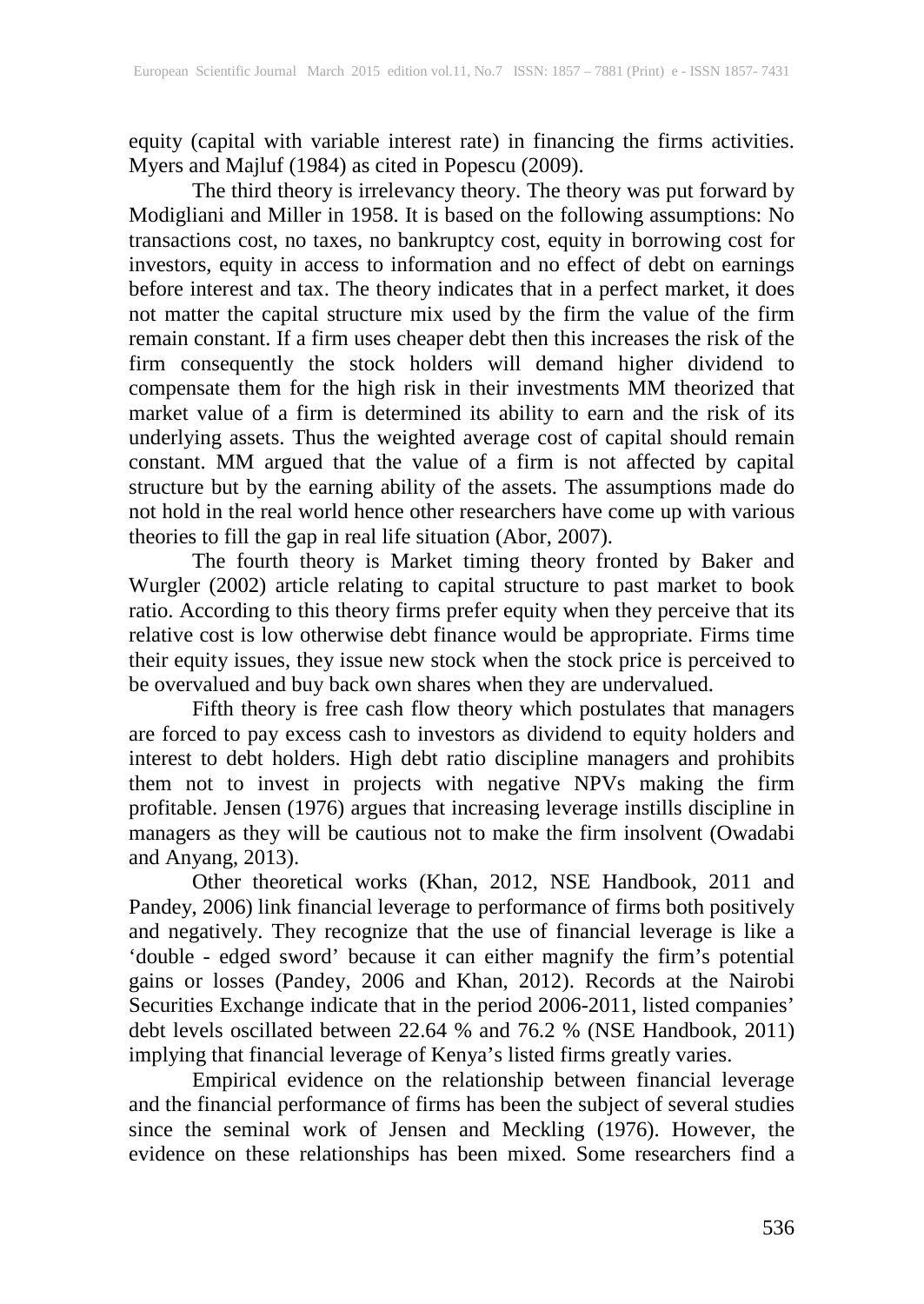equity (capital with variable interest rate) in financing the firms activities. Myers and Majluf (1984) as cited in Popescu (2009).

The third theory is irrelevancy theory. The theory was put forward by Modigliani and Miller in 1958. It is based on the following assumptions: No transactions cost, no taxes, no bankruptcy cost, equity in borrowing cost for investors, equity in access to information and no effect of debt on earnings before interest and tax. The theory indicates that in a perfect market, it does not matter the capital structure mix used by the firm the value of the firm remain constant. If a firm uses cheaper debt then this increases the risk of the firm consequently the stock holders will demand higher dividend to compensate them for the high risk in their investments MM theorized that market value of a firm is determined its ability to earn and the risk of its underlying assets. Thus the weighted average cost of capital should remain constant. MM argued that the value of a firm is not affected by capital structure but by the earning ability of the assets. The assumptions made do not hold in the real world hence other researchers have come up with various theories to fill the gap in real life situation (Abor, 2007).

The fourth theory is Market timing theory fronted by Baker and Wurgler (2002) article relating to capital structure to past market to book ratio. According to this theory firms prefer equity when they perceive that its relative cost is low otherwise debt finance would be appropriate. Firms time their equity issues, they issue new stock when the stock price is perceived to be overvalued and buy back own shares when they are undervalued.

Fifth theory is free cash flow theory which postulates that managers are forced to pay excess cash to investors as dividend to equity holders and interest to debt holders. High debt ratio discipline managers and prohibits them not to invest in projects with negative NPVs making the firm profitable. Jensen (1976) argues that increasing leverage instills discipline in managers as they will be cautious not to make the firm insolvent (Owadabi and Anyang, 2013).

Other theoretical works (Khan, 2012, NSE Handbook, 2011 and Pandey, 2006) link financial leverage to performance of firms both positively and negatively. They recognize that the use of financial leverage is like a 'double - edged sword' because it can either magnify the firm's potential gains or losses (Pandey, 2006 and Khan, 2012). Records at the Nairobi Securities Exchange indicate that in the period 2006-2011, listed companies' debt levels oscillated between 22.64 % and 76.2 % (NSE Handbook, 2011) implying that financial leverage of Kenya's listed firms greatly varies.

Empirical evidence on the relationship between financial leverage and the financial performance of firms has been the subject of several studies since the seminal work of Jensen and Meckling (1976). However, the evidence on these relationships has been mixed. Some researchers find a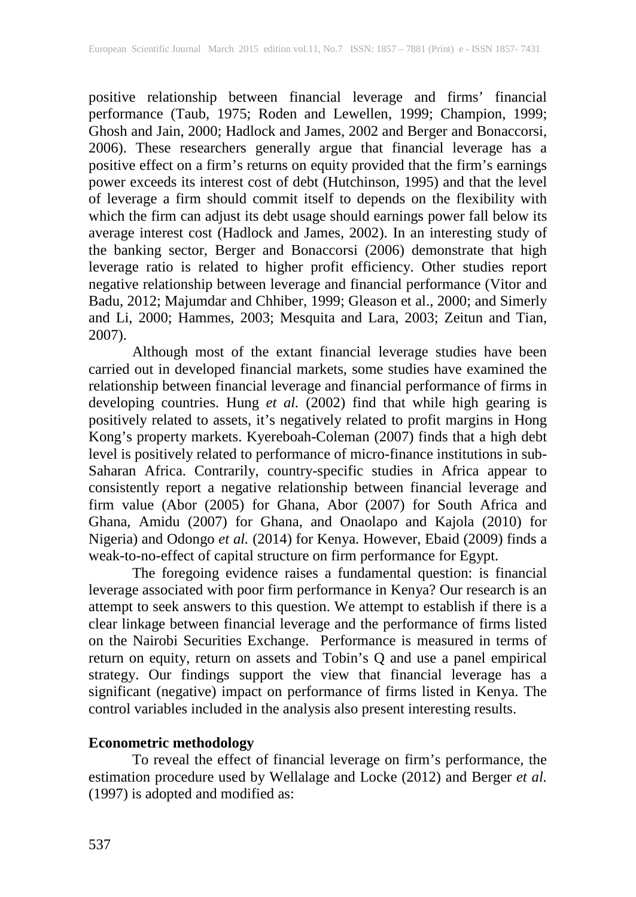positive relationship between financial leverage and firms' financial performance (Taub, 1975; Roden and Lewellen, 1999; Champion, 1999; Ghosh and Jain, 2000; Hadlock and James, 2002 and Berger and Bonaccorsi, 2006). These researchers generally argue that financial leverage has a positive effect on a firm's returns on equity provided that the firm's earnings power exceeds its interest cost of debt (Hutchinson, 1995) and that the level of leverage a firm should commit itself to depends on the flexibility with which the firm can adjust its debt usage should earnings power fall below its average interest cost (Hadlock and James, 2002). In an interesting study of the banking sector, Berger and Bonaccorsi (2006) demonstrate that high leverage ratio is related to higher profit efficiency. Other studies report negative relationship between leverage and financial performance (Vitor and Badu, 2012; Majumdar and Chhiber, 1999; Gleason et al., 2000; and Simerly and Li, 2000; Hammes, 2003; Mesquita and Lara, 2003; Zeitun and Tian, 2007).

Although most of the extant financial leverage studies have been carried out in developed financial markets, some studies have examined the relationship between financial leverage and financial performance of firms in developing countries. Hung *et al.* (2002) find that while high gearing is positively related to assets, it's negatively related to profit margins in Hong Kong's property markets. Kyereboah-Coleman (2007) finds that a high debt level is positively related to performance of micro-finance institutions in sub-Saharan Africa. Contrarily, country-specific studies in Africa appear to consistently report a negative relationship between financial leverage and firm value (Abor (2005) for Ghana, Abor (2007) for South Africa and Ghana, Amidu (2007) for Ghana, and Onaolapo and Kajola (2010) for Nigeria) and Odongo *et al.* (2014) for Kenya. However, Ebaid (2009) finds a weak-to-no-effect of capital structure on firm performance for Egypt.

The foregoing evidence raises a fundamental question: is financial leverage associated with poor firm performance in Kenya? Our research is an attempt to seek answers to this question. We attempt to establish if there is a clear linkage between financial leverage and the performance of firms listed on the Nairobi Securities Exchange. Performance is measured in terms of return on equity, return on assets and Tobin's Q and use a panel empirical strategy. Our findings support the view that financial leverage has a significant (negative) impact on performance of firms listed in Kenya. The control variables included in the analysis also present interesting results.

**Econometric methodology**

To reveal the effect of financial leverage on firm's performance, the estimation procedure used by Wellalage and Locke (2012) and Berger *et al.* (1997) is adopted and modified as: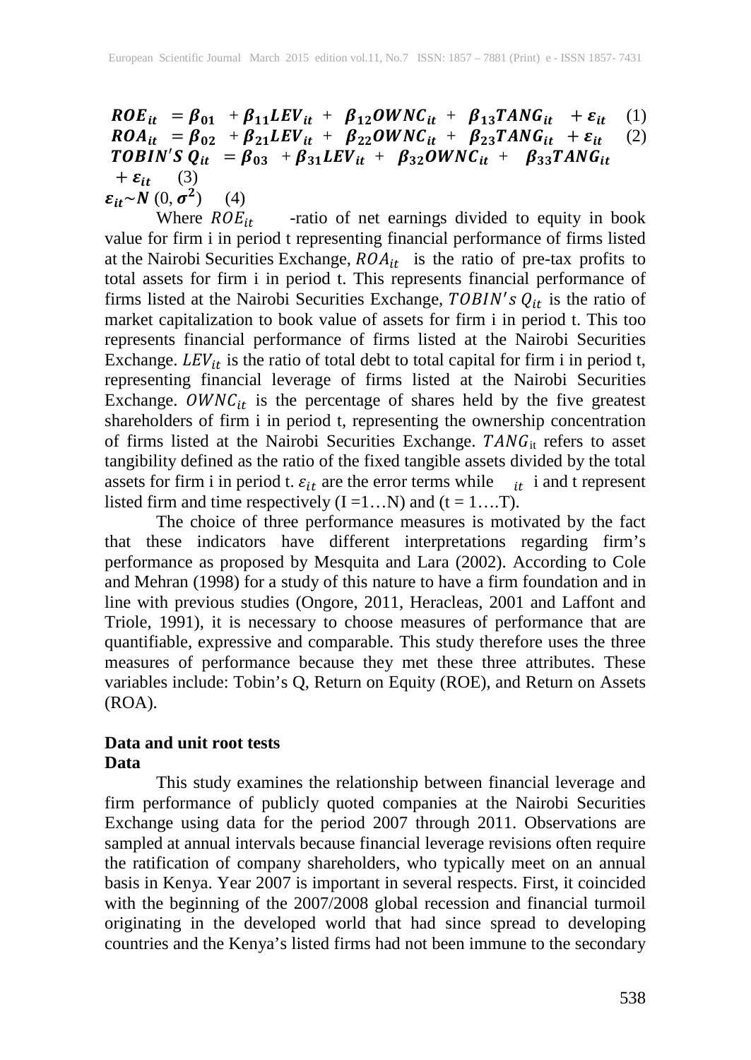$$ROE_{it} = \beta_{01} + \beta_{11}LEV_{it} + \beta_{12}OWNC_{it} + \beta_{13}TANG_{it} + \varepsilon_{it} \quad (1)$$

$$ROA_{it} = \beta_{02} + \beta_{21}LEV_{it} + \beta_{22}OWNC_{it} + \beta_{23}TANG_{it} + \varepsilon_{it} \quad (2)$$

$$TOBIN'S\ Q_{it} = \beta_{03} + \beta_{31}LEV_{it} + \beta_{32}OWNC_{it} + \beta_{33}TANG_{it} + \varepsilon_{it} \quad (3)$$

$$\varepsilon_{it} \sim N\,(0, \sigma^2) \quad (4)$$

Where $ROE_{it}$ -ratio of net earnings divided to equity in book value for firm i in period t representing financial performance of firms listed at the Nairobi Securities Exchange, $ROA_{it}$ is the ratio of pre-tax profits to total assets for firm i in period t. This represents financial performance of firms listed at the Nairobi Securities Exchange, $TOBIN's\ Q_{it}$ is the ratio of market capitalization to book value of assets for firm i in period t. This too represents financial performance of firms listed at the Nairobi Securities Exchange. $LEV_{it}$ is the ratio of total debt to total capital for firm i in period t, representing financial leverage of firms listed at the Nairobi Securities Exchange. $OWNC_{it}$ is the percentage of shares held by the five greatest shareholders of firm i in period t, representing the ownership concentration of firms listed at the Nairobi Securities Exchange. $TANG_{it}$ refers to asset tangibility defined as the ratio of the fixed tangible assets divided by the total assets for firm i in period t. $\varepsilon_{it}$ are the error terms while $_{it}$ i and t represent listed firm and time respectively (I =1…N) and (t = 1….T).

The choice of three performance measures is motivated by the fact that these indicators have different interpretations regarding firm's performance as proposed by Mesquita and Lara (2002). According to Cole and Mehran (1998) for a study of this nature to have a firm foundation and in line with previous studies (Ongore, 2011, Heracleas, 2001 and Laffont and Triole, 1991), it is necessary to choose measures of performance that are quantifiable, expressive and comparable. This study therefore uses the three measures of performance because they met these three attributes. These variables include: Tobin's Q, Return on Equity (ROE), and Return on Assets (ROA).

## Data and unit root tests

### Data

This study examines the relationship between financial leverage and firm performance of publicly quoted companies at the Nairobi Securities Exchange using data for the period 2007 through 2011. Observations are sampled at annual intervals because financial leverage revisions often require the ratification of company shareholders, who typically meet on an annual basis in Kenya. Year 2007 is important in several respects. First, it coincided with the beginning of the 2007/2008 global recession and financial turmoil originating in the developed world that had since spread to developing countries and the Kenya's listed firms had not been immune to the secondary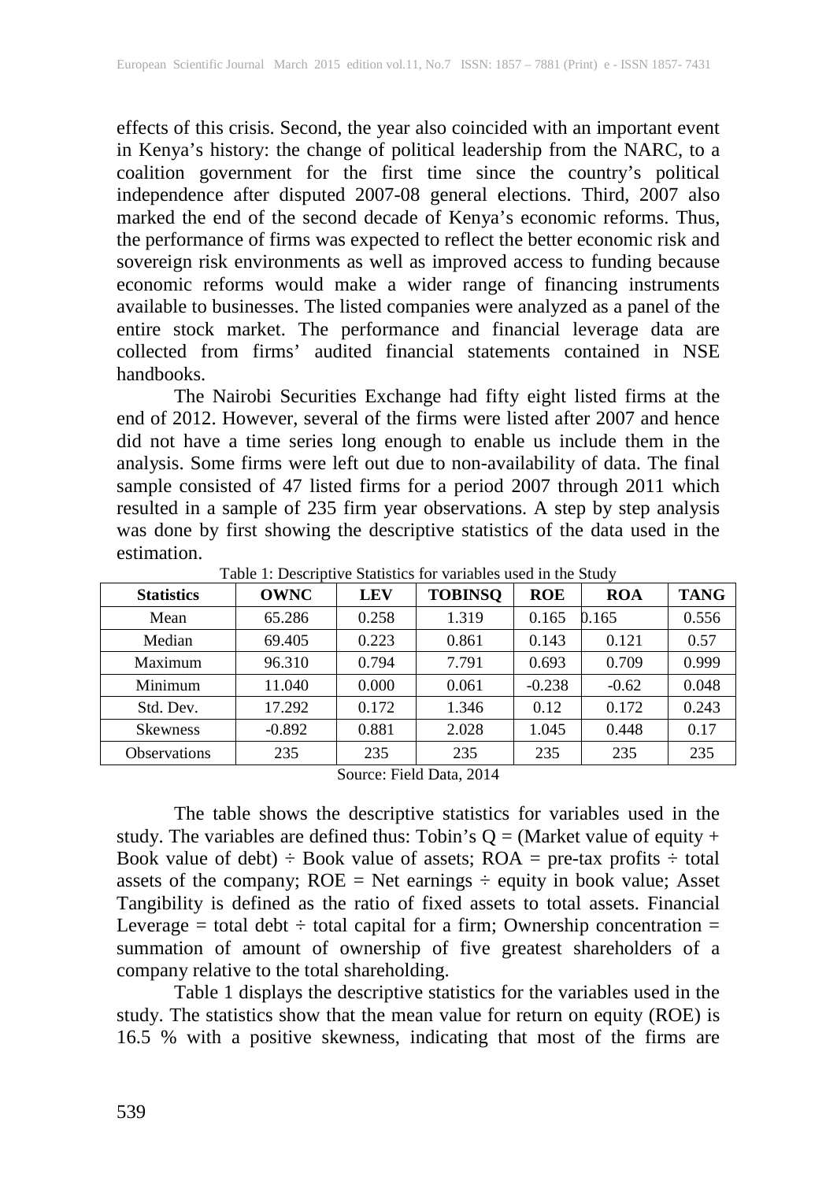effects of this crisis. Second, the year also coincided with an important event in Kenya's history: the change of political leadership from the NARC, to a coalition government for the first time since the country's political independence after disputed 2007-08 general elections. Third, 2007 also marked the end of the second decade of Kenya's economic reforms. Thus, the performance of firms was expected to reflect the better economic risk and sovereign risk environments as well as improved access to funding because economic reforms would make a wider range of financing instruments available to businesses. The listed companies were analyzed as a panel of the entire stock market. The performance and financial leverage data are collected from firms' audited financial statements contained in NSE handbooks.

The Nairobi Securities Exchange had fifty eight listed firms at the end of 2012. However, several of the firms were listed after 2007 and hence did not have a time series long enough to enable us include them in the analysis. Some firms were left out due to non-availability of data. The final sample consisted of 47 listed firms for a period 2007 through 2011 which resulted in a sample of 235 firm year observations. A step by step analysis was done by first showing the descriptive statistics of the data used in the estimation.

Table 1: Descriptive Statistics for variables used in the Study

| Statistics | OWNC | LEV | TOBINSQ | ROE | ROA | TANG |
|---|---|---|---|---|---|---|
| Mean | 65.286 | 0.258 | 1.319 | 0.165 | 0.165 | 0.556 |
| Median | 69.405 | 0.223 | 0.861 | 0.143 | 0.121 | 0.57 |
| Maximum | 96.310 | 0.794 | 7.791 | 0.693 | 0.709 | 0.999 |
| Minimum | 11.040 | 0.000 | 0.061 | -0.238 | -0.62 | 0.048 |
| Std. Dev. | 17.292 | 0.172 | 1.346 | 0.12 | 0.172 | 0.243 |
| Skewness | -0.892 | 0.881 | 2.028 | 1.045 | 0.448 | 0.17 |
| Observations | 235 | 235 | 235 | 235 | 235 | 235 |

Source: Field Data, 2014

The table shows the descriptive statistics for variables used in the study. The variables are defined thus: Tobin's Q = (Market value of equity + Book value of debt) ÷ Book value of assets; ROA = pre-tax profits ÷ total assets of the company; ROE = Net earnings ÷ equity in book value; Asset Tangibility is defined as the ratio of fixed assets to total assets. Financial Leverage = total debt ÷ total capital for a firm; Ownership concentration = summation of amount of ownership of five greatest shareholders of a company relative to the total shareholding.

Table 1 displays the descriptive statistics for the variables used in the study. The statistics show that the mean value for return on equity (ROE) is 16.5 % with a positive skewness, indicating that most of the firms are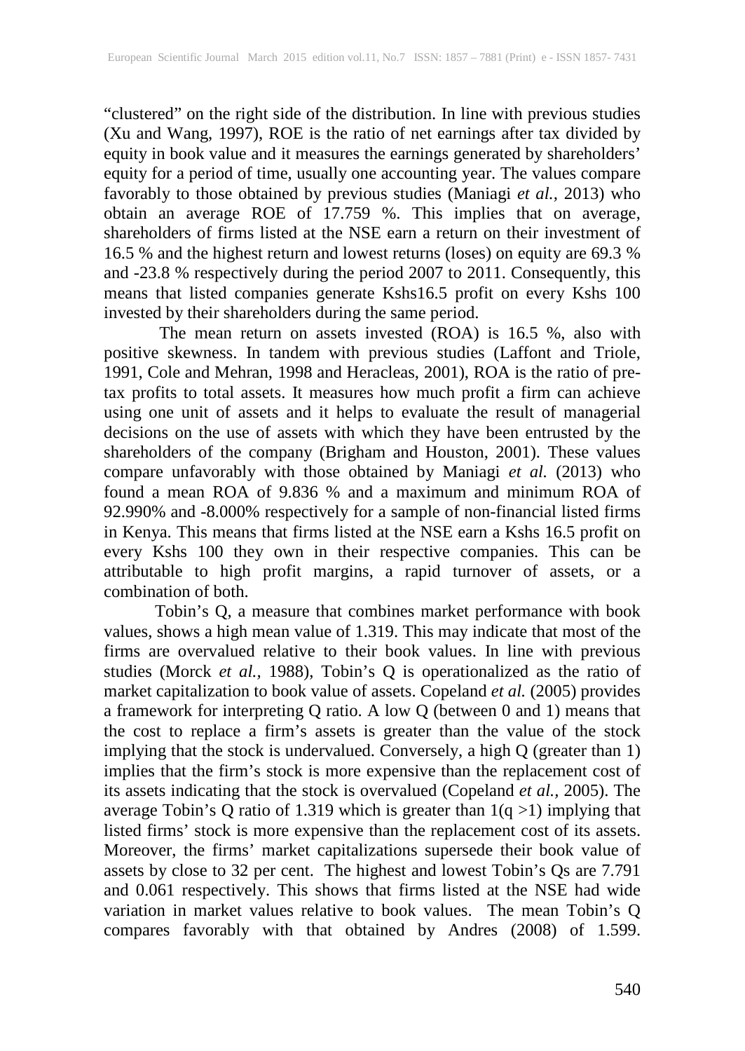"clustered" on the right side of the distribution. In line with previous studies (Xu and Wang, 1997), ROE is the ratio of net earnings after tax divided by equity in book value and it measures the earnings generated by shareholders' equity for a period of time, usually one accounting year. The values compare favorably to those obtained by previous studies (Maniagi *et al.,* 2013) who obtain an average ROE of 17.759 %. This implies that on average, shareholders of firms listed at the NSE earn a return on their investment of 16.5 % and the highest return and lowest returns (loses) on equity are 69.3 % and -23.8 % respectively during the period 2007 to 2011. Consequently, this means that listed companies generate Kshs16.5 profit on every Kshs 100 invested by their shareholders during the same period.

The mean return on assets invested (ROA) is 16.5 %, also with positive skewness. In tandem with previous studies (Laffont and Triole, 1991, Cole and Mehran, 1998 and Heracleas, 2001), ROA is the ratio of pre-tax profits to total assets. It measures how much profit a firm can achieve using one unit of assets and it helps to evaluate the result of managerial decisions on the use of assets with which they have been entrusted by the shareholders of the company (Brigham and Houston, 2001). These values compare unfavorably with those obtained by Maniagi *et al.* (2013) who found a mean ROA of 9.836 % and a maximum and minimum ROA of 92.990% and -8.000% respectively for a sample of non-financial listed firms in Kenya. This means that firms listed at the NSE earn a Kshs 16.5 profit on every Kshs 100 they own in their respective companies. This can be attributable to high profit margins, a rapid turnover of assets, or a combination of both.

Tobin's Q, a measure that combines market performance with book values, shows a high mean value of 1.319. This may indicate that most of the firms are overvalued relative to their book values. In line with previous studies (Morck *et al.,* 1988), Tobin's Q is operationalized as the ratio of market capitalization to book value of assets. Copeland *et al.* (2005) provides a framework for interpreting Q ratio. A low Q (between 0 and 1) means that the cost to replace a firm's assets is greater than the value of the stock implying that the stock is undervalued. Conversely, a high Q (greater than 1) implies that the firm's stock is more expensive than the replacement cost of its assets indicating that the stock is overvalued (Copeland *et al.*, 2005). The average Tobin's Q ratio of 1.319 which is greater than $1(q > 1)$ implying that listed firms' stock is more expensive than the replacement cost of its assets. Moreover, the firms' market capitalizations supersede their book value of assets by close to 32 per cent. The highest and lowest Tobin's Qs are 7.791 and 0.061 respectively. This shows that firms listed at the NSE had wide variation in market values relative to book values. The mean Tobin's Q compares favorably with that obtained by Andres (2008) of 1.599.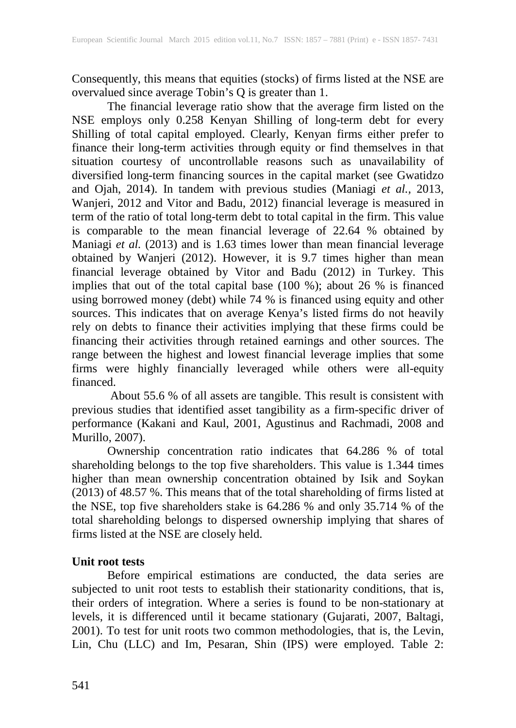Consequently, this means that equities (stocks) of firms listed at the NSE are overvalued since average Tobin's Q is greater than 1.

The financial leverage ratio show that the average firm listed on the NSE employs only 0.258 Kenyan Shilling of long-term debt for every Shilling of total capital employed. Clearly, Kenyan firms either prefer to finance their long-term activities through equity or find themselves in that situation courtesy of uncontrollable reasons such as unavailability of diversified long-term financing sources in the capital market (see Gwatidzo and Ojah, 2014). In tandem with previous studies (Maniagi *et al.,* 2013, Wanjeri, 2012 and Vitor and Badu, 2012) financial leverage is measured in term of the ratio of total long-term debt to total capital in the firm. This value is comparable to the mean financial leverage of 22.64 % obtained by Maniagi *et al.* (2013) and is 1.63 times lower than mean financial leverage obtained by Wanjeri (2012). However, it is 9.7 times higher than mean financial leverage obtained by Vitor and Badu (2012) in Turkey. This implies that out of the total capital base (100 %); about 26 % is financed using borrowed money (debt) while 74 % is financed using equity and other sources. This indicates that on average Kenya's listed firms do not heavily rely on debts to finance their activities implying that these firms could be financing their activities through retained earnings and other sources. The range between the highest and lowest financial leverage implies that some firms were highly financially leveraged while others were all-equity financed.

About 55.6 % of all assets are tangible. This result is consistent with previous studies that identified asset tangibility as a firm-specific driver of performance (Kakani and Kaul, 2001, Agustinus and Rachmadi, 2008 and Murillo, 2007).

Ownership concentration ratio indicates that 64.286 % of total shareholding belongs to the top five shareholders. This value is 1.344 times higher than mean ownership concentration obtained by Isik and Soykan (2013) of 48.57 %. This means that of the total shareholding of firms listed at the NSE, top five shareholders stake is 64.286 % and only 35.714 % of the total shareholding belongs to dispersed ownership implying that shares of firms listed at the NSE are closely held.

**Unit root tests**

Before empirical estimations are conducted, the data series are subjected to unit root tests to establish their stationarity conditions, that is, their orders of integration. Where a series is found to be non-stationary at levels, it is differenced until it became stationary (Gujarati, 2007, Baltagi, 2001). To test for unit roots two common methodologies, that is, the Levin, Lin, Chu (LLC) and Im, Pesaran, Shin (IPS) were employed. Table 2: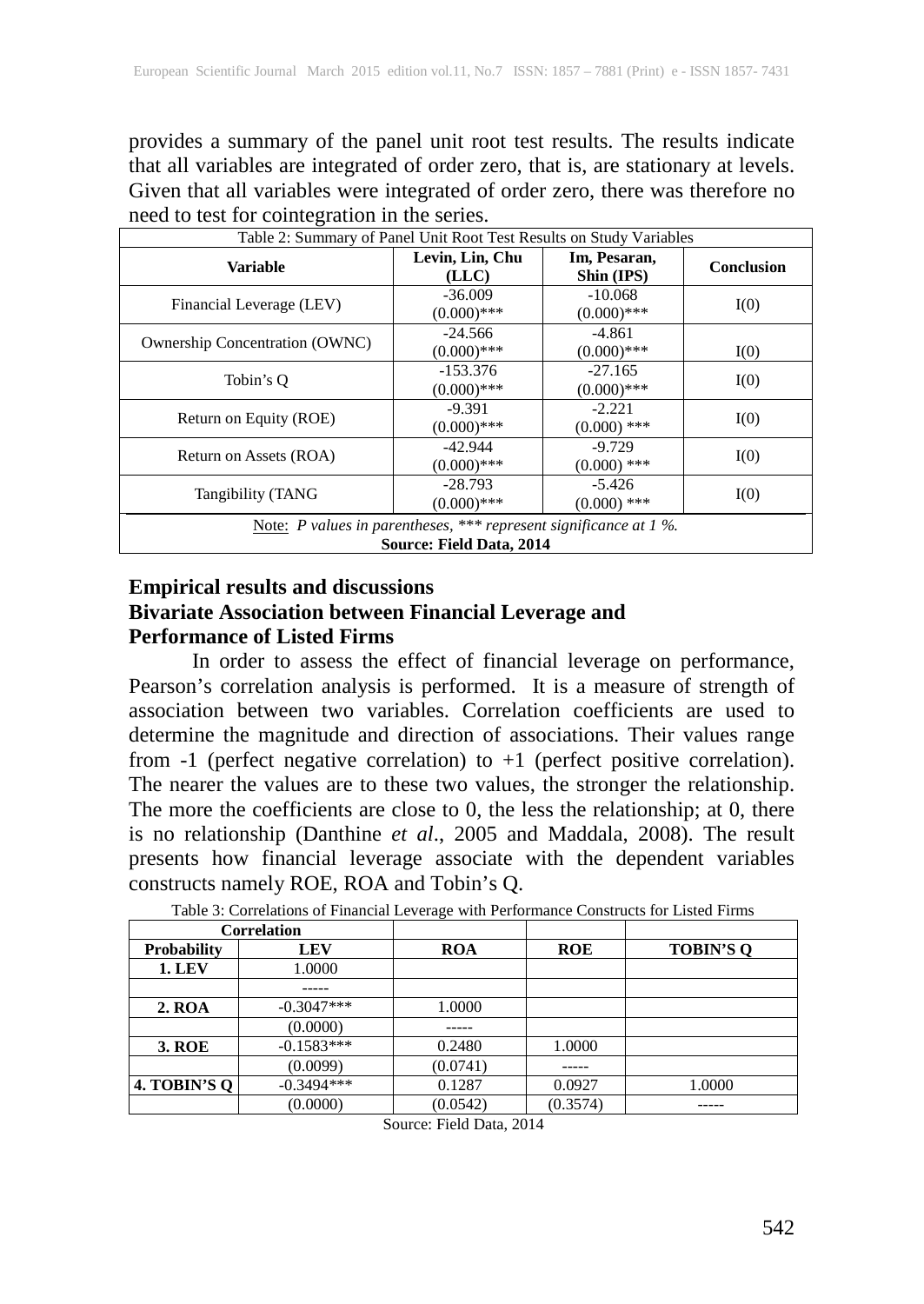provides a summary of the panel unit root test results. The results indicate that all variables are integrated of order zero, that is, are stationary at levels. Given that all variables were integrated of order zero, there was therefore no need to test for cointegration in the series.

Table 2: Summary of Panel Unit Root Test Results on Study Variables

| Variable | Levin, Lin, Chu (LLC) | Im, Pesaran, Shin (IPS) | Conclusion |
|---|---|---|---|
| Financial Leverage (LEV) | -36.009 (0.000)*** | -10.068 (0.000)*** | I(0) |
| Ownership Concentration (OWNC) | -24.566 (0.000)*** | -4.861 (0.000)*** | I(0) |
| Tobin's Q | -153.376 (0.000)*** | -27.165 (0.000)*** | I(0) |
| Return on Equity (ROE) | -9.391 (0.000)*** | -2.221 (0.000) *** | I(0) |
| Return on Assets (ROA) | -42.944 (0.000)*** | -9.729 (0.000) *** | I(0) |
| Tangibility (TANG | -28.793 (0.000)*** | -5.426 (0.000) *** | I(0) |

Note: *P values in parentheses, \*\*\* represent significance at 1 %.*

**Source: Field Data, 2014**

## Empirical results and discussions

### Bivariate Association between Financial Leverage and Performance of Listed Firms

In order to assess the effect of financial leverage on performance, Pearson's correlation analysis is performed. It is a measure of strength of association between two variables. Correlation coefficients are used to determine the magnitude and direction of associations. Their values range from -1 (perfect negative correlation) to +1 (perfect positive correlation). The nearer the values are to these two values, the stronger the relationship. The more the coefficients are close to 0, the less the relationship; at 0, there is no relationship (Danthine *et al*., 2005 and Maddala, 2008). The result presents how financial leverage associate with the dependent variables constructs namely ROE, ROA and Tobin's Q.

Table 3: Correlations of Financial Leverage with Performance Constructs for Listed Firms

| Correlation | | | | |
|---|---|---|---|---|
| **Probability** | **LEV** | **ROA** | **ROE** | **TOBIN'S Q** |
| **1. LEV** | 1.0000 | | | |
| | ----- | | | |
| **2. ROA** | -0.3047*** | 1.0000 | | |
| | (0.0000) | ----- | | |
| **3. ROE** | -0.1583*** | 0.2480 | 1.0000 | |
| | (0.0099) | (0.0741) | ----- | |
| **4. TOBIN'S Q** | -0.3494*** | 0.1287 | 0.0927 | 1.0000 |
| | (0.0000) | (0.0542) | (0.3574) | ----- |

Source: Field Data, 2014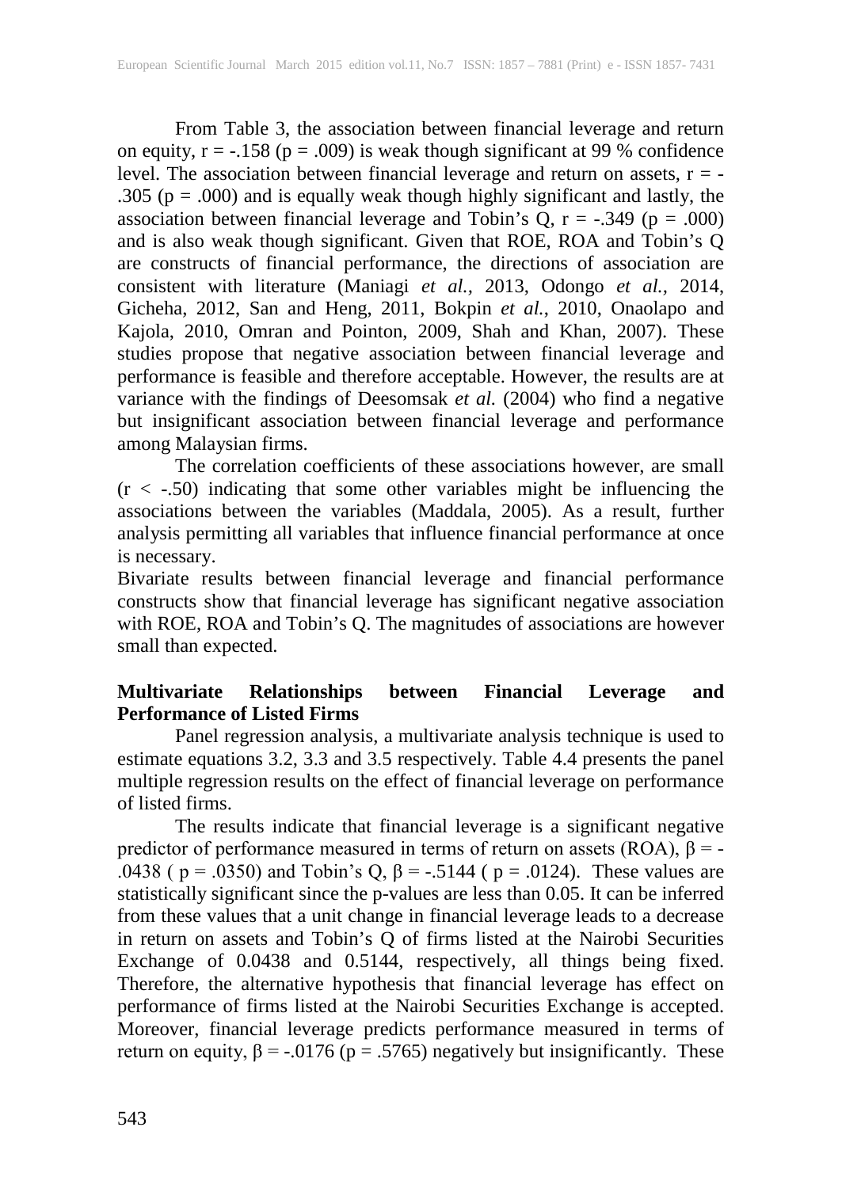From Table 3, the association between financial leverage and return on equity, $r = -.158$ ($p = .009$) is weak though significant at 99 % confidence level. The association between financial leverage and return on assets, $r = -.305$ ($p = .000$) and is equally weak though highly significant and lastly, the association between financial leverage and Tobin's Q, $r = -.349$ ($p = .000$) and is also weak though significant. Given that ROE, ROA and Tobin's Q are constructs of financial performance, the directions of association are consistent with literature (Maniagi *et al.,* 2013, Odongo *et al.,* 2014, Gicheha, 2012, San and Heng, 2011, Bokpin *et al.,* 2010, Onaolapo and Kajola, 2010, Omran and Pointon, 2009, Shah and Khan, 2007). These studies propose that negative association between financial leverage and performance is feasible and therefore acceptable. However, the results are at variance with the findings of Deesomsak *et al.* (2004) who find a negative but insignificant association between financial leverage and performance among Malaysian firms.

The correlation coefficients of these associations however, are small ($r < -.50$) indicating that some other variables might be influencing the associations between the variables (Maddala, 2005). As a result, further analysis permitting all variables that influence financial performance at once is necessary.

Bivariate results between financial leverage and financial performance constructs show that financial leverage has significant negative association with ROE, ROA and Tobin's Q. The magnitudes of associations are however small than expected.

**Multivariate Relationships between Financial Leverage and Performance of Listed Firms**

Panel regression analysis, a multivariate analysis technique is used to estimate equations 3.2, 3.3 and 3.5 respectively. Table 4.4 presents the panel multiple regression results on the effect of financial leverage on performance of listed firms.

The results indicate that financial leverage is a significant negative predictor of performance measured in terms of return on assets (ROA), $\beta = -.0438$ ( $p = .0350$) and Tobin's Q, $\beta = -.5144$ ( $p = .0124$). These values are statistically significant since the p-values are less than 0.05. It can be inferred from these values that a unit change in financial leverage leads to a decrease in return on assets and Tobin's Q of firms listed at the Nairobi Securities Exchange of 0.0438 and 0.5144, respectively, all things being fixed. Therefore, the alternative hypothesis that financial leverage has effect on performance of firms listed at the Nairobi Securities Exchange is accepted. Moreover, financial leverage predicts performance measured in terms of return on equity, $\beta = -.0176$ ($p = .5765$) negatively but insignificantly. These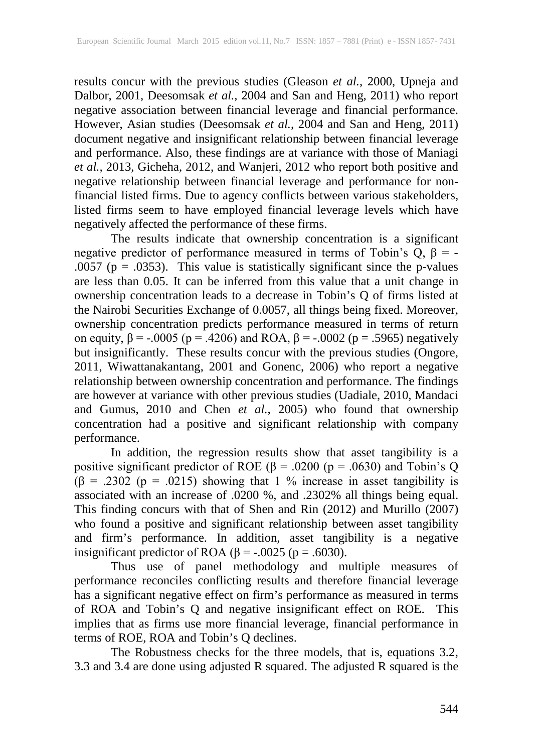results concur with the previous studies (Gleason *et al.*, 2000, Upneja and Dalbor, 2001, Deesomsak *et al.,* 2004 and San and Heng, 2011) who report negative association between financial leverage and financial performance. However, Asian studies (Deesomsak *et al.,* 2004 and San and Heng, 2011) document negative and insignificant relationship between financial leverage and performance. Also, these findings are at variance with those of Maniagi *et al.,* 2013, Gicheha, 2012, and Wanjeri, 2012 who report both positive and negative relationship between financial leverage and performance for non-financial listed firms. Due to agency conflicts between various stakeholders, listed firms seem to have employed financial leverage levels which have negatively affected the performance of these firms.

The results indicate that ownership concentration is a significant negative predictor of performance measured in terms of Tobin's Q, $\beta = -.0057$ ($p = .0353$). This value is statistically significant since the p-values are less than 0.05. It can be inferred from this value that a unit change in ownership concentration leads to a decrease in Tobin's Q of firms listed at the Nairobi Securities Exchange of 0.0057, all things being fixed. Moreover, ownership concentration predicts performance measured in terms of return on equity, $\beta = -.0005$ ($p = .4206$) and ROA, $\beta = -.0002$ ($p = .5965$) negatively but insignificantly. These results concur with the previous studies (Ongore, 2011, Wiwattanakantang, 2001 and Gonenc, 2006) who report a negative relationship between ownership concentration and performance. The findings are however at variance with other previous studies (Uadiale, 2010, Mandaci and Gumus, 2010 and Chen *et al.,* 2005) who found that ownership concentration had a positive and significant relationship with company performance.

In addition, the regression results show that asset tangibility is a positive significant predictor of ROE ($\beta = .0200$ ($p = .0630$) and Tobin's Q ($\beta = .2302$ ($p = .0215$) showing that 1 % increase in asset tangibility is associated with an increase of .0200 %, and .2302% all things being equal. This finding concurs with that of Shen and Rin (2012) and Murillo (2007) who found a positive and significant relationship between asset tangibility and firm's performance. In addition, asset tangibility is a negative insignificant predictor of ROA ($\beta = -.0025$ ($p = .6030$).

Thus use of panel methodology and multiple measures of performance reconciles conflicting results and therefore financial leverage has a significant negative effect on firm's performance as measured in terms of ROA and Tobin's Q and negative insignificant effect on ROE. This implies that as firms use more financial leverage, financial performance in terms of ROE, ROA and Tobin's Q declines.

The Robustness checks for the three models, that is, equations 3.2, 3.3 and 3.4 are done using adjusted R squared. The adjusted R squared is the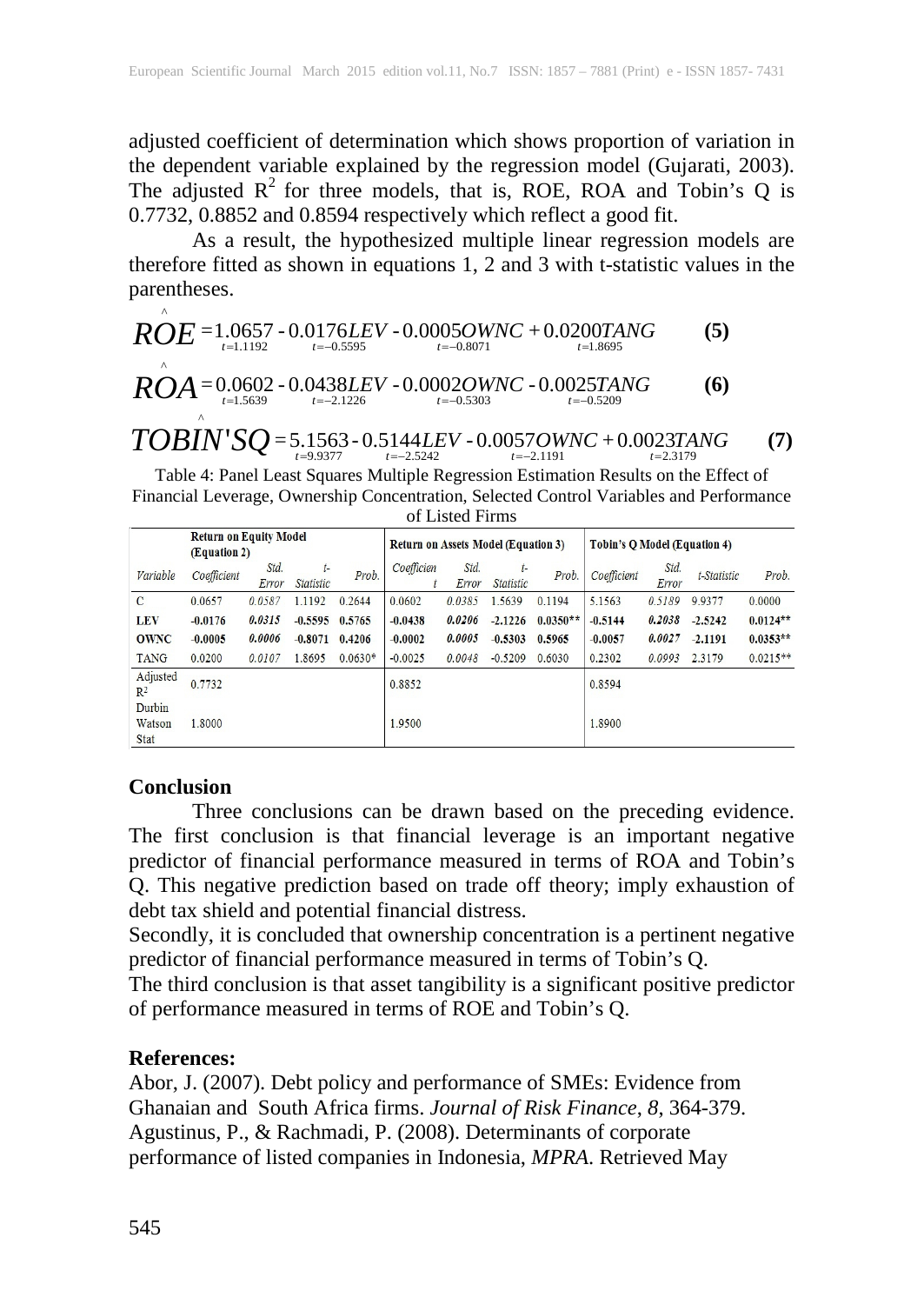adjusted coefficient of determination which shows proportion of variation in the dependent variable explained by the regression model (Gujarati, 2003). The adjusted $R^2$ for three models, that is, ROE, ROA and Tobin's Q is 0.7732, 0.8852 and 0.8594 respectively which reflect a good fit.

As a result, the hypothesized multiple linear regression models are therefore fitted as shown in equations 1, 2 and 3 with t-statistic values in the parentheses.

$$\hat{ROE} = \underset{t=1.1192}{1.0657} - \underset{t=-0.5595}{0.0176LEV} - \underset{t=-0.8071}{0.0005OWNC} + \underset{t=1.8695}{0.0200TANG} \quad \textbf{(5)}$$

$$\hat{ROA} = \underset{t=1.5639}{0.0602} - \underset{t=-2.1226}{0.0438LEV} - \underset{t=-0.5303}{0.0002OWNC} - \underset{t=-0.5209}{0.0025TANG} \quad \textbf{(6)}$$

$$\hat{TOBIN'SQ} = \underset{t=9.9377}{5.1563} - \underset{t=-2.5242}{0.5144LEV} - \underset{t=-2.1191}{0.0057OWNC} + \underset{t=2.3179}{0.0023TANG} \quad \textbf{(7)}$$

Table 4: Panel Least Squares Multiple Regression Estimation Results on the Effect of Financial Leverage, Ownership Concentration, Selected Control Variables and Performance of Listed Firms

| | **Return on Equity Model (Equation 2)** | | | | **Return on Assets Model (Equation 3)** | | | | **Tobin's Q Model (Equation 4)** | | | |
|---|---|---|---|---|---|---|---|---|---|---|---|---|
| *Variable* | *Coefficient* | *Std. Error* | *t-Statistic* | *Prob.* | *Coefficient* | *Std. Error* | *t-Statistic* | *Prob.* | *Coefficient* | *Std. Error* | *t-Statistic* | *Prob.* |
| C | 0.0657 | 0.0587 | 1.1192 | 0.2644 | 0.0602 | 0.0385 | 1.5639 | 0.1194 | 5.1563 | 0.5189 | 9.9377 | 0.0000 |
| **LEV** | **-0.0176** | **0.0315** | **-0.5595** | **0.5765** | **-0.0438** | **0.0206** | **-2.1226** | **0.0350\*\*** | **-0.5144** | **0.2038** | **-2.5242** | **0.0124\*\*** |
| **OWNC** | **-0.0005** | **0.0006** | **-0.8071** | **0.4206** | **-0.0002** | **0.0005** | **-0.5303** | **0.5965** | **-0.0057** | **0.0027** | **-2.1191** | **0.0353\*\*** |
| TANG | 0.0200 | 0.0107 | 1.8695 | 0.0630* | -0.0025 | 0.0048 | -0.5209 | 0.6030 | 0.2302 | 0.0993 | 2.3179 | 0.0215** |
| Adjusted $R^2$ | 0.7732 | | | | 0.8852 | | | | 0.8594 | | | |
| Durbin Watson Stat | 1.8000 | | | | 1.9500 | | | | 1.8900 | | | |

## Conclusion

Three conclusions can be drawn based on the preceding evidence. The first conclusion is that financial leverage is an important negative predictor of financial performance measured in terms of ROA and Tobin's Q. This negative prediction based on trade off theory; imply exhaustion of debt tax shield and potential financial distress.

Secondly, it is concluded that ownership concentration is a pertinent negative predictor of financial performance measured in terms of Tobin's Q.

The third conclusion is that asset tangibility is a significant positive predictor of performance measured in terms of ROE and Tobin's Q.

## References:

Abor, J. (2007). Debt policy and performance of SMEs: Evidence from Ghanaian and South Africa firms. *Journal of Risk Finance*, *8*, 364-379.

Agustinus, P., & Rachmadi, P. (2008). Determinants of corporate performance of listed companies in Indonesia, *MPRA*. Retrieved May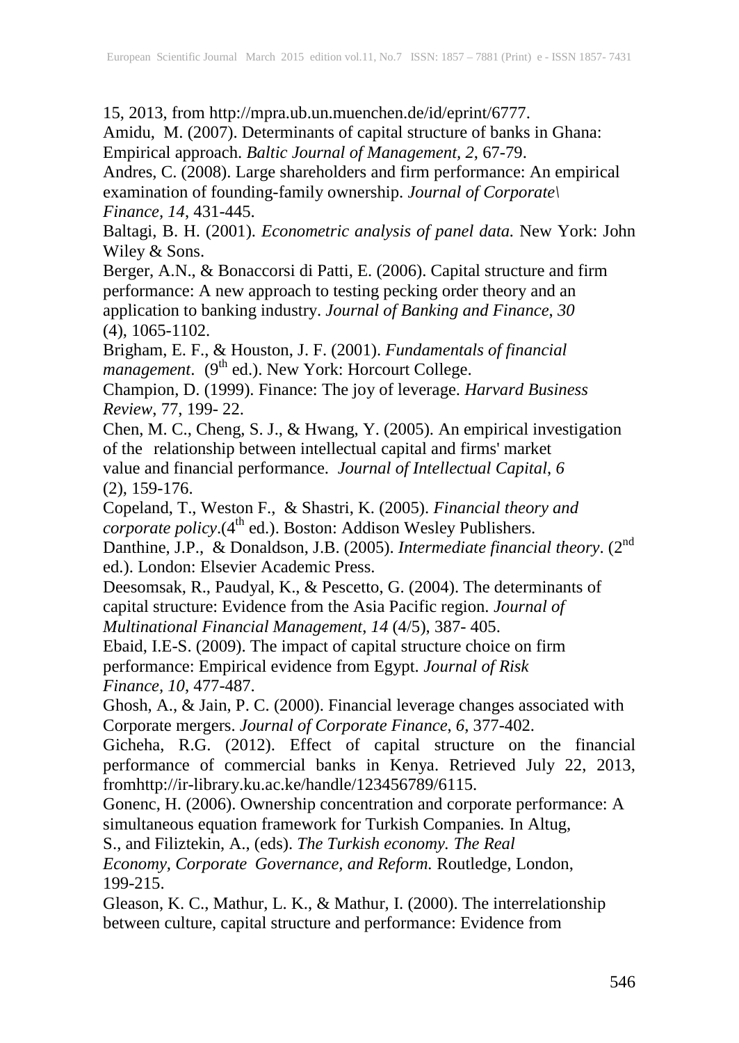15, 2013, from http://mpra.ub.un.muenchen.de/id/eprint/6777.

Amidu, M. (2007). Determinants of capital structure of banks in Ghana: Empirical approach. *Baltic Journal of Management*, *2*, 67-79.

Andres, C. (2008). Large shareholders and firm performance: An empirical examination of founding-family ownership. *Journal of Corporate\ Finance, 14*, 431-445.

Baltagi, B. H. (2001). *Econometric analysis of panel data.* New York: John Wiley & Sons.

Berger, A.N., & Bonaccorsi di Patti, E. (2006). Capital structure and firm performance: A new approach to testing pecking order theory and an application to banking industry. *Journal of Banking and Finance*, *30* (4), 1065-1102.

Brigham, E. F., & Houston, J. F. (2001). *Fundamentals of financial management*. (9th ed.). New York: Horcourt College.

Champion, D. (1999). Finance: The joy of leverage. *Harvard Business Review*, 77, 199- 22.

Chen, M. C., Cheng, S. J., & Hwang, Y. (2005). An empirical investigation of the relationship between intellectual capital and firms' market value and financial performance. *Journal of Intellectual Capital*, *6* (2), 159-176.

Copeland, T., Weston F., & Shastri, K. (2005). *Financial theory and corporate policy*.(4th ed.). Boston: Addison Wesley Publishers.

Danthine, J.P., & Donaldson, J.B. (2005). *Intermediate financial theory*. (2nd ed.). London: Elsevier Academic Press.

Deesomsak, R., Paudyal, K., & Pescetto, G. (2004). The determinants of capital structure: Evidence from the Asia Pacific region. *Journal of Multinational Financial Management*, *14* (4/5), 387- 405.

Ebaid, I.E-S. (2009). The impact of capital structure choice on firm performance: Empirical evidence from Egypt. *Journal of Risk Finance*, *10*, 477-487.

Ghosh, A., & Jain, P. C. (2000). Financial leverage changes associated with Corporate mergers. *Journal of Corporate Finance*, *6*, 377-402.

Gicheha, R.G. (2012). Effect of capital structure on the financial performance of commercial banks in Kenya. Retrieved July 22, 2013, fromhttp://ir-library.ku.ac.ke/handle/123456789/6115.

Gonenc, H. (2006). Ownership concentration and corporate performance: A simultaneous equation framework for Turkish Companies*.* In Altug, S., and Filiztekin, A., (eds). *The Turkish economy. The Real Economy, Corporate Governance, and Reform.* Routledge, London, 199-215.

Gleason, K. C., Mathur, L. K., & Mathur, I. (2000). The interrelationship between culture, capital structure and performance: Evidence from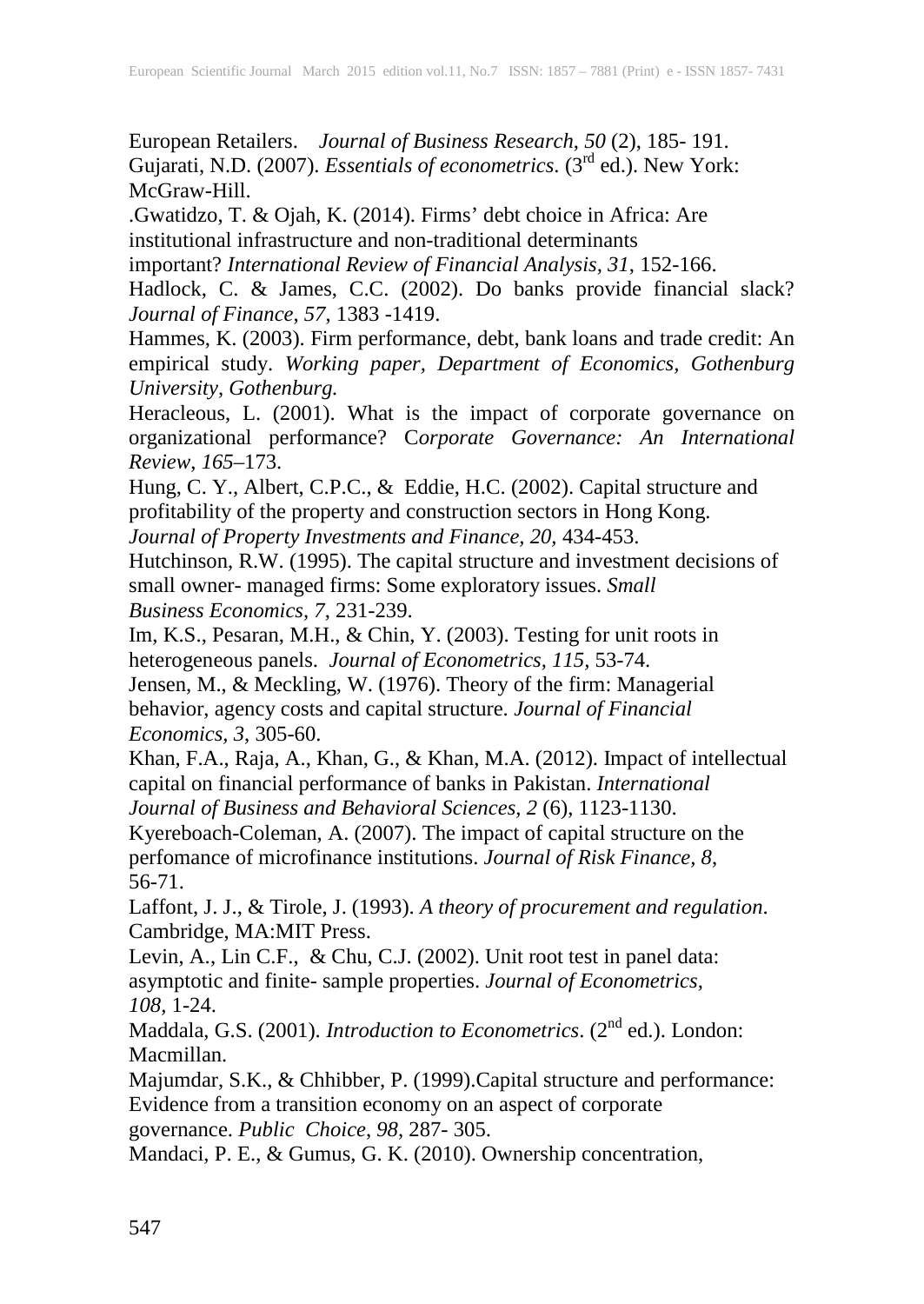European Retailers. *Journal of Business Research*, *50* (2), 185- 191.

Gujarati, N.D. (2007). *Essentials of econometrics*. (3rd ed.). New York: McGraw-Hill.

.Gwatidzo, T. & Ojah, K. (2014). Firms' debt choice in Africa: Are institutional infrastructure and non-traditional determinants important? *International Review of Financial Analysis*, *31*, 152-166.

Hadlock, C. & James, C.C. (2002). Do banks provide financial slack? *Journal of Finance*, *57*, 1383 -1419.

Hammes, K. (2003). Firm performance, debt, bank loans and trade credit: An empirical study. *Working paper, Department of Economics, Gothenburg University, Gothenburg.*

Heracleous, L. (2001). What is the impact of corporate governance on organizational performance? C*orporate Governance: An International Review*, *165*–173.

Hung, C. Y., Albert, C.P.C., & Eddie, H.C. (2002). Capital structure and profitability of the property and construction sectors in Hong Kong. *Journal of Property Investments and Finance, 20,* 434-453.

Hutchinson, R.W. (1995). The capital structure and investment decisions of small owner- managed firms: Some exploratory issues. *Small Business Economics*, *7*, 231-239.

Im, K.S., Pesaran, M.H., & Chin, Y. (2003). Testing for unit roots in heterogeneous panels. *Journal of Econometrics, 115*, 53-74.

Jensen, M., & Meckling, W. (1976). Theory of the firm: Managerial behavior, agency costs and capital structure. *Journal of Financial Economics*, *3*, 305-60.

Khan, F.A., Raja, A., Khan, G., & Khan, M.A. (2012). Impact of intellectual capital on financial performance of banks in Pakistan. *International Journal of Business and Behavioral Sciences, 2* (6), 1123-1130.

Kyereboach-Coleman, A. (2007). The impact of capital structure on the perfomance of microfinance institutions. *Journal of Risk Finance, 8*, 56-71.

Laffont, J. J., & Tirole, J. (1993). *A theory of procurement and regulation*. Cambridge, MA:MIT Press.

Levin, A., Lin C.F., & Chu, C.J. (2002). Unit root test in panel data: asymptotic and finite- sample properties. *Journal of Econometrics, 108*, 1-24.

Maddala, G.S. (2001). *Introduction to Econometrics*. (2nd ed.). London: Macmillan.

Majumdar, S.K., & Chhibber, P. (1999).Capital structure and performance: Evidence from a transition economy on an aspect of corporate governance. *Public Choice*, *98*, 287- 305.

Mandaci, P. E., & Gumus, G. K. (2010). Ownership concentration,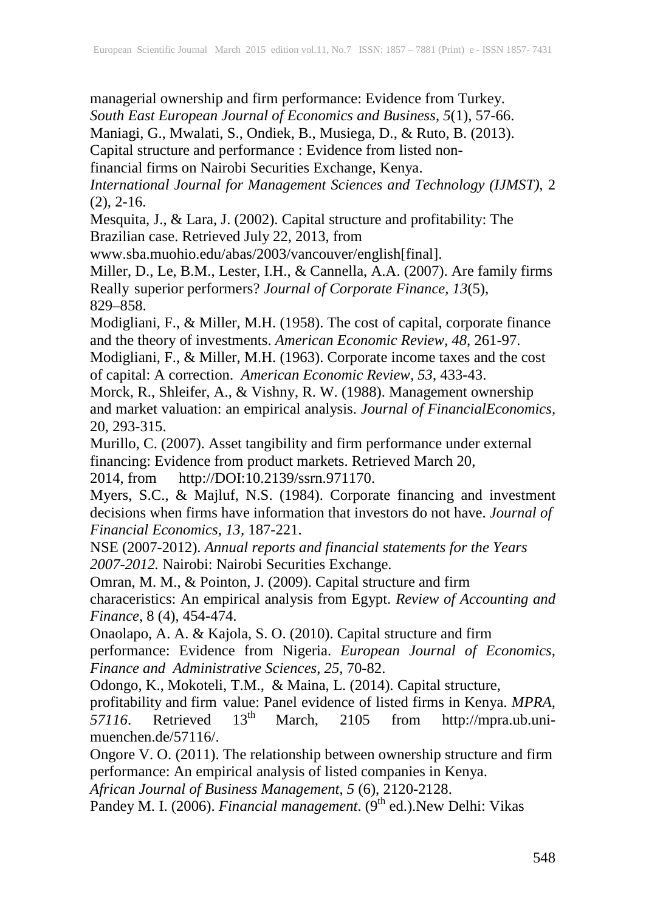managerial ownership and firm performance: Evidence from Turkey. *South East European Journal of Economics and Business*, *5*(1), 57-66.

Maniagi, G., Mwalati, S., Ondiek, B., Musiega, D., & Ruto, B. (2013). Capital structure and performance : Evidence from listed non-financial firms on Nairobi Securities Exchange, Kenya. *International Journal for Management Sciences and Technology (IJMST)*, 2 (2), 2-16.

Mesquita, J., & Lara, J. (2002). Capital structure and profitability: The Brazilian case. Retrieved July 22, 2013, from www.sba.muohio.edu/abas/2003/vancouver/english[final].

Miller, D., Le, B.M., Lester, I.H., & Cannella, A.A. (2007). Are family firms Really superior performers? *Journal of Corporate Finance, 13*(5), 829–858.

Modigliani, F., & Miller, M.H. (1958). The cost of capital, corporate finance and the theory of investments. *American Economic Review, 48*, 261-97.

Modigliani, F., & Miller, M.H. (1963). Corporate income taxes and the cost of capital: A correction. *American Economic Review, 53*, 433-43.

Morck, R., Shleifer, A., & Vishny, R. W. (1988). Management ownership and market valuation: an empirical analysis. *Journal of FinancialEconomics*, 20, 293-315.

Murillo, C. (2007). Asset tangibility and firm performance under external financing: Evidence from product markets. Retrieved March 20, 2014, from http://DOI:10.2139/ssrn.971170.

Myers, S.C., & Majluf, N.S. (1984). Corporate financing and investment decisions when firms have information that investors do not have. *Journal of Financial Economics, 13*, 187-221.

NSE (2007-2012). *Annual reports and financial statements for the Years 2007-2012.* Nairobi: Nairobi Securities Exchange.

Omran, M. M., & Pointon, J. (2009). Capital structure and firm characeristics: An empirical analysis from Egypt. *Review of Accounting and Finance*, 8 (4), 454-474.

Onaolapo, A. A. & Kajola, S. O. (2010). Capital structure and firm performance: Evidence from Nigeria. *European Journal of Economics, Finance and Administrative Sciences*, *25*, 70-82.

Odongo, K., Mokoteli, T.M., & Maina, L. (2014). Capital structure, profitability and firm value: Panel evidence of listed firms in Kenya. *MPRA, 57116*. Retrieved 13th March, 2105 from http://mpra.ub.uni-muenchen.de/57116/.

Ongore V. O. (2011). The relationship between ownership structure and firm performance: An empirical analysis of listed companies in Kenya. *African Journal of Business Management*, *5* (6), 2120-2128.

Pandey M. I. (2006). *Financial management*. (9th ed.).New Delhi: Vikas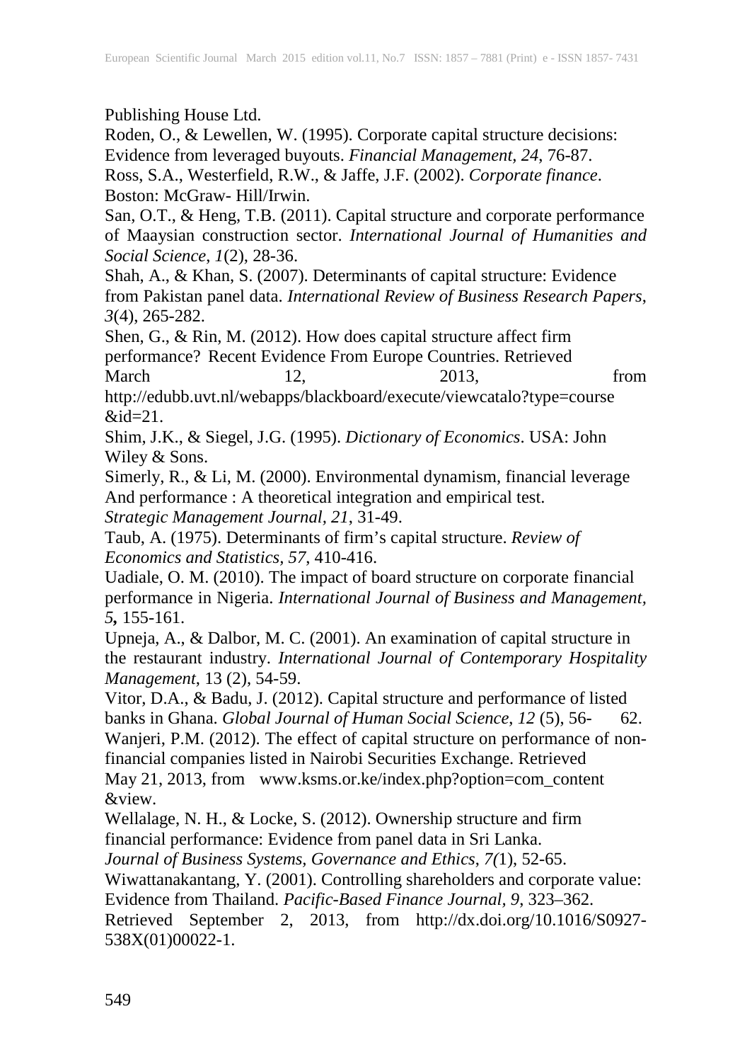Publishing House Ltd.

Roden, O., & Lewellen, W. (1995). Corporate capital structure decisions: Evidence from leveraged buyouts. *Financial Management*, *24*, 76-87.

Ross, S.A., Westerfield, R.W., & Jaffe, J.F. (2002). *Corporate finance*. Boston: McGraw- Hill/Irwin.

San, O.T., & Heng, T.B. (2011). Capital structure and corporate performance of Maaysian construction sector. *International Journal of Humanities and Social Science*, *1*(2), 28-36.

Shah, A., & Khan, S. (2007). Determinants of capital structure: Evidence from Pakistan panel data. *International Review of Business Research Papers*, *3*(4), 265-282.

Shen, G., & Rin, M. (2012). How does capital structure affect firm performance? Recent Evidence From Europe Countries. Retrieved March 12, 2013, from http://edubb.uvt.nl/webapps/blackboard/execute/viewcatalo?type=course&id=21.

Shim, J.K., & Siegel, J.G. (1995). *Dictionary of Economics*. USA: John Wiley & Sons.

Simerly, R., & Li, M. (2000). Environmental dynamism, financial leverage And performance : A theoretical integration and empirical test. *Strategic Management Journal*, *21*, 31-49.

Taub, A. (1975). Determinants of firm's capital structure. *Review of Economics and Statistics*, *57*, 410-416.

Uadiale, O. M. (2010). The impact of board structure on corporate financial performance in Nigeria. *International Journal of Business and Management*, ***5***, 155-161.

Upneja, A., & Dalbor, M. C. (2001). An examination of capital structure in the restaurant industry. *International Journal of Contemporary Hospitality Management*, 13 (2), 54-59.

Vitor, D.A., & Badu, J. (2012). Capital structure and performance of listed banks in Ghana. *Global Journal of Human Social Science*, *12* (5), 56- 62.

Wanjeri, P.M. (2012). The effect of capital structure on performance of non-financial companies listed in Nairobi Securities Exchange. Retrieved May 21, 2013, from www.ksms.or.ke/index.php?option=com_content &view.

Wellalage, N. H., & Locke, S. (2012). Ownership structure and firm financial performance: Evidence from panel data in Sri Lanka. *Journal of Business Systems, Governance and Ethics*, *7(*1), 52-65.

Wiwattanakantang, Y. (2001). Controlling shareholders and corporate value: Evidence from Thailand. *Pacific-Based Finance Journal*, *9*, 323–362. Retrieved September 2, 2013, from http://dx.doi.org/10.1016/S0927-538X(01)00022-1.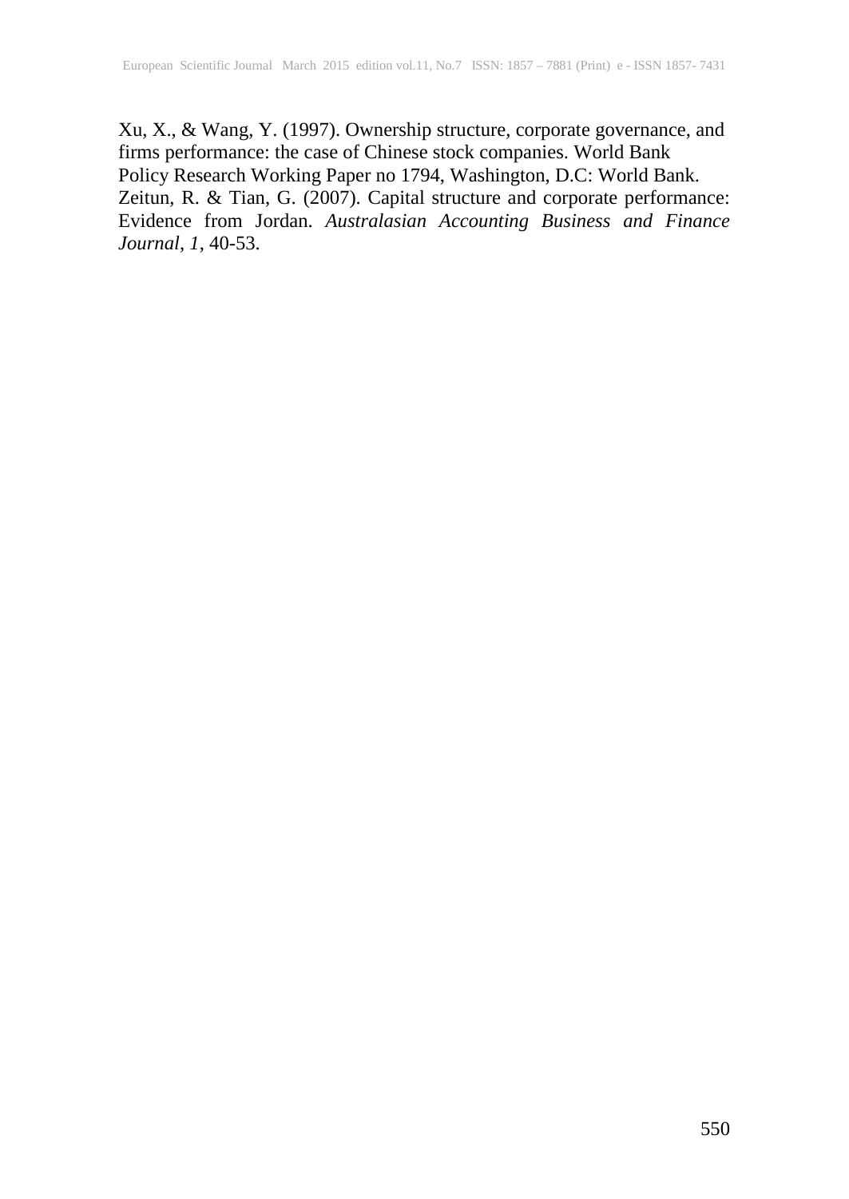Xu, X., & Wang, Y. (1997). Ownership structure, corporate governance, and firms performance: the case of Chinese stock companies. World Bank Policy Research Working Paper no 1794, Washington, D.C: World Bank.

Zeitun, R. & Tian, G. (2007). Capital structure and corporate performance: Evidence from Jordan. *Australasian Accounting Business and Finance Journal*, *1*, 40-53.